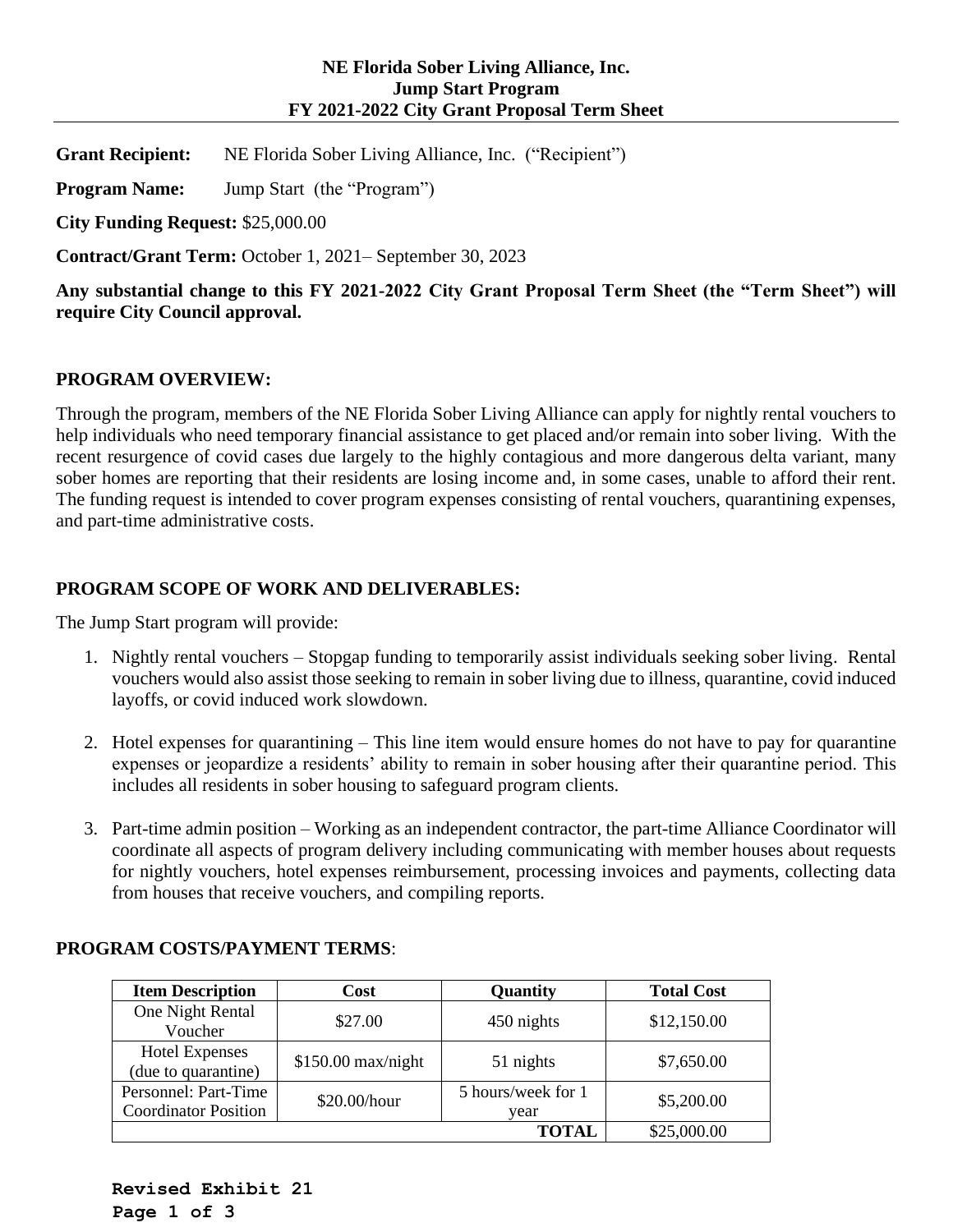**NE Florida Sober Living Alliance, Inc.**
**Jump Start Program**
**FY 2021-2022 City Grant Proposal Term Sheet**

**Grant Recipient:** NE Florida Sober Living Alliance, Inc. ("Recipient")

**Program Name:** Jump Start (the "Program")

**City Funding Request:** $25,000.00

**Contract/Grant Term:** October 1, 2021– September 30, 2023

**Any substantial change to this FY 2021-2022 City Grant Proposal Term Sheet (the "Term Sheet") will require City Council approval.**

## PROGRAM OVERVIEW:

Through the program, members of the NE Florida Sober Living Alliance can apply for nightly rental vouchers to help individuals who need temporary financial assistance to get placed and/or remain into sober living. With the recent resurgence of covid cases due largely to the highly contagious and more dangerous delta variant, many sober homes are reporting that their residents are losing income and, in some cases, unable to afford their rent. The funding request is intended to cover program expenses consisting of rental vouchers, quarantining expenses, and part-time administrative costs.

## PROGRAM SCOPE OF WORK AND DELIVERABLES:

The Jump Start program will provide:

1. Nightly rental vouchers – Stopgap funding to temporarily assist individuals seeking sober living. Rental vouchers would also assist those seeking to remain in sober living due to illness, quarantine, covid induced layoffs, or covid induced work slowdown.

2. Hotel expenses for quarantining – This line item would ensure homes do not have to pay for quarantine expenses or jeopardize a residents' ability to remain in sober housing after their quarantine period. This includes all residents in sober housing to safeguard program clients.

3. Part-time admin position – Working as an independent contractor, the part-time Alliance Coordinator will coordinate all aspects of program delivery including communicating with member houses about requests for nightly vouchers, hotel expenses reimbursement, processing invoices and payments, collecting data from houses that receive vouchers, and compiling reports.

## PROGRAM COSTS/PAYMENT TERMS:

| Item Description | Cost | Quantity | Total Cost |
|---|---|---|---|
| One Night Rental Voucher | $27.00 | 450 nights | $12,150.00 |
| Hotel Expenses (due to quarantine) | $150.00 max/night | 51 nights | $7,650.00 |
| Personnel: Part-Time Coordinator Position | $20.00/hour | 5 hours/week for 1 year | $5,200.00 |
| | | **TOTAL** | $25,000.00 |

**Revised Exhibit 21**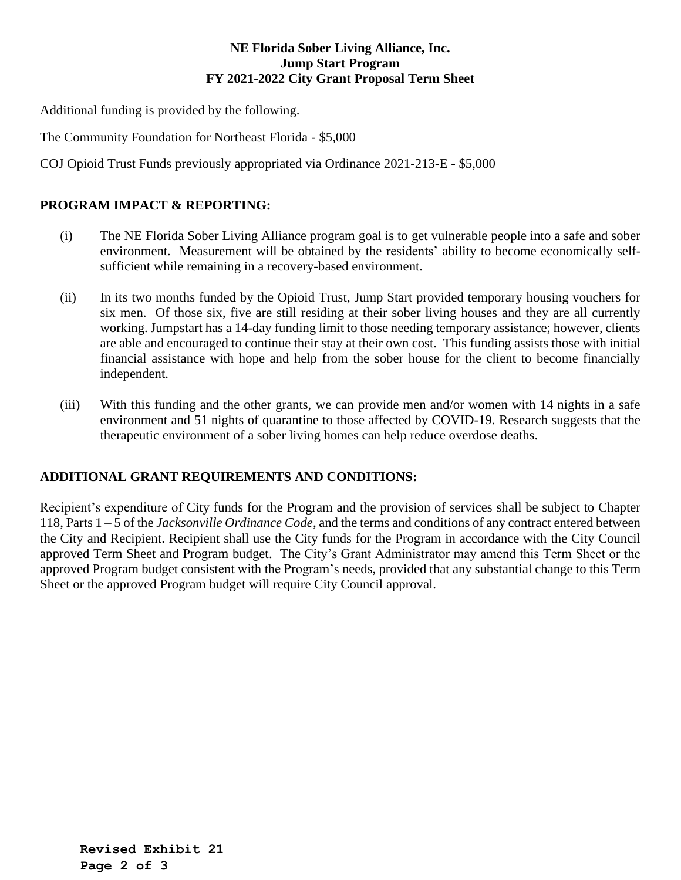Additional funding is provided by the following.

The Community Foundation for Northeast Florida - $5,000

COJ Opioid Trust Funds previously appropriated via Ordinance 2021-213-E - $5,000

## PROGRAM IMPACT & REPORTING:

(i) The NE Florida Sober Living Alliance program goal is to get vulnerable people into a safe and sober environment. Measurement will be obtained by the residents' ability to become economically self-sufficient while remaining in a recovery-based environment.

(ii) In its two months funded by the Opioid Trust, Jump Start provided temporary housing vouchers for six men. Of those six, five are still residing at their sober living houses and they are all currently working. Jumpstart has a 14-day funding limit to those needing temporary assistance; however, clients are able and encouraged to continue their stay at their own cost. This funding assists those with initial financial assistance with hope and help from the sober house for the client to become financially independent.

(iii) With this funding and the other grants, we can provide men and/or women with 14 nights in a safe environment and 51 nights of quarantine to those affected by COVID-19. Research suggests that the therapeutic environment of a sober living homes can help reduce overdose deaths.

## ADDITIONAL GRANT REQUIREMENTS AND CONDITIONS:

Recipient's expenditure of City funds for the Program and the provision of services shall be subject to Chapter 118, Parts 1 – 5 of the *Jacksonville Ordinance Code*, and the terms and conditions of any contract entered between the City and Recipient. Recipient shall use the City funds for the Program in accordance with the City Council approved Term Sheet and Program budget. The City's Grant Administrator may amend this Term Sheet or the approved Program budget consistent with the Program's needs, provided that any substantial change to this Term Sheet or the approved Program budget will require City Council approval.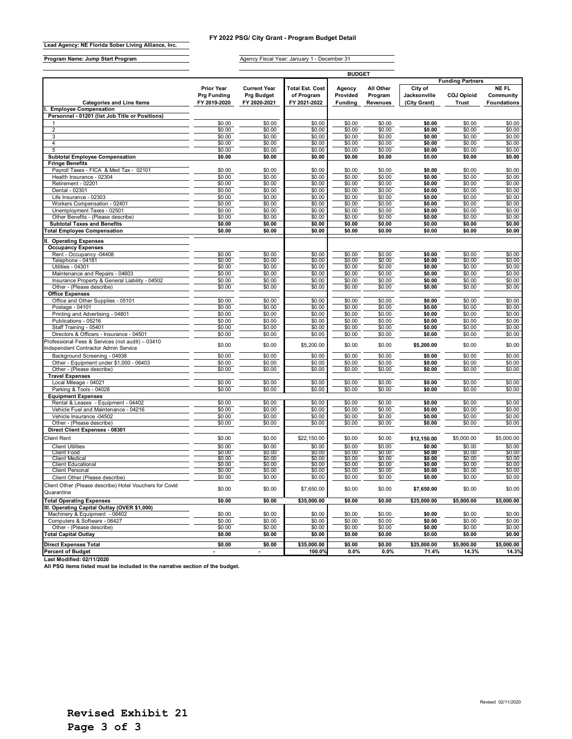**FY 2022 PSG/ City Grant - Program Budget Detail**

**Lead Agency: NE Florida Sober Living Alliance, Inc.**

**Program Name: Jump Start Program**

Agency Fiscal Year: January 1 - December 31

| | | | BUDGET | | | Funding Partners | | |
|---|---|---|---|---|---|---|---|---|
| **Categories and Line Items** | **Prior Year Prg Funding FY 2019-2020** | **Current Year Prg Budget FY 2020-2021** | **Total Est. Cost of Program FY 2021-2022** | **Agency Provided Funding** | **All Other Program Revenues** | **City of Jacksonville (City Grant)** | **COJ Opioid Trust** | **NE FL Community Foundations** |
| **I. Employee Compensation** | | | | | | | | |
| **Personnel - 01201 (list Job Title or Positions)** | | | | | | | | |
| 1 | $0.00 | $0.00 | $0.00 | $0.00 | $0.00 | **$0.00** | $0.00 | $0.00 |
| 2 | $0.00 | $0.00 | $0.00 | $0.00 | $0.00 | **$0.00** | $0.00 | $0.00 |
| 3 | $0.00 | $0.00 | $0.00 | $0.00 | $0.00 | **$0.00** | $0.00 | $0.00 |
| 4 | $0.00 | $0.00 | $0.00 | $0.00 | $0.00 | **$0.00** | $0.00 | $0.00 |
| 5 | $0.00 | $0.00 | $0.00 | $0.00 | $0.00 | **$0.00** | $0.00 | $0.00 |
| **Subtotal Employee Compensation** | **$0.00** | **$0.00** | **$0.00** | **$0.00** | **$0.00** | **$0.00** | **$0.00** | **$0.00** |
| **Fringe Benefits** | | | | | | | | |
| Payroll Taxes - FICA & Med Tax - 02101 | $0.00 | $0.00 | $0.00 | $0.00 | $0.00 | **$0.00** | $0.00 | $0.00 |
| Health Insurance - 02304 | $0.00 | $0.00 | $0.00 | $0.00 | $0.00 | **$0.00** | $0.00 | $0.00 |
| Retirement - 02201 | $0.00 | $0.00 | $0.00 | $0.00 | $0.00 | **$0.00** | $0.00 | $0.00 |
| Dental - 02301 | $0.00 | $0.00 | $0.00 | $0.00 | $0.00 | **$0.00** | $0.00 | $0.00 |
| Life Insurance - 02303 | $0.00 | $0.00 | $0.00 | $0.00 | $0.00 | **$0.00** | $0.00 | $0.00 |
| Workers Compensation - 02401 | $0.00 | $0.00 | $0.00 | $0.00 | $0.00 | **$0.00** | $0.00 | $0.00 |
| Unemployment Taxes - 02501 | $0.00 | $0.00 | $0.00 | $0.00 | $0.00 | **$0.00** | $0.00 | $0.00 |
| Other Benefits - (Please describe) | $0.00 | $0.00 | $0.00 | $0.00 | $0.00 | **$0.00** | $0.00 | $0.00 |
| **Subtotal Taxes and Benefits** | **$0.00** | **$0.00** | **$0.00** | **$0.00** | **$0.00** | **$0.00** | **$0.00** | **$0.00** |
| **Total Employee Compensation** | **$0.00** | **$0.00** | **$0.00** | **$0.00** | **$0.00** | **$0.00** | **$0.00** | **$0.00** |
| **II. Operating Expenses** | | | | | | | | |
| **Occupancy Expenses** | | | | | | | | |
| Rent - Occupancy -04408 | $0.00 | $0.00 | $0.00 | $0.00 | $0.00 | **$0.00** | $0.00 | $0.00 |
| Telephone - 04181 | $0.00 | $0.00 | $0.00 | $0.00 | $0.00 | **$0.00** | $0.00 | $0.00 |
| Utilities - 04301 | $0.00 | $0.00 | $0.00 | $0.00 | $0.00 | **$0.00** | $0.00 | $0.00 |
| Maintenance and Repairs - 04603 | $0.00 | $0.00 | $0.00 | $0.00 | $0.00 | **$0.00** | $0.00 | $0.00 |
| Insurance Property & General Liability - 04502 | $0.00 | $0.00 | $0.00 | $0.00 | $0.00 | **$0.00** | $0.00 | $0.00 |
| Other - (Please describe) | $0.00 | $0.00 | $0.00 | $0.00 | $0.00 | **$0.00** | $0.00 | $0.00 |
| **Office Expenses** | | | | | | | | |
| Office and Other Supplies - 05101 | $0.00 | $0.00 | $0.00 | $0.00 | $0.00 | **$0.00** | $0.00 | $0.00 |
| Postage - 04101 | $0.00 | $0.00 | $0.00 | $0.00 | $0.00 | **$0.00** | $0.00 | $0.00 |
| Printing and Advertising - 04801 | $0.00 | $0.00 | $0.00 | $0.00 | $0.00 | **$0.00** | $0.00 | $0.00 |
| Publications - 05216 | $0.00 | $0.00 | $0.00 | $0.00 | $0.00 | **$0.00** | $0.00 | $0.00 |
| Staff Training - 05401 | $0.00 | $0.00 | $0.00 | $0.00 | $0.00 | **$0.00** | $0.00 | $0.00 |
| Directors & Officers - Insurance - 04501 | $0.00 | $0.00 | $0.00 | $0.00 | $0.00 | **$0.00** | $0.00 | $0.00 |
| Professional Fees & Services (not audit) – 03410 Independent Contractor Admin Service | $0.00 | $0.00 | $5,200.00 | $0.00 | $0.00 | **$5,200.00** | $0.00 | $0.00 |
| Background Screening - 04938 | $0.00 | $0.00 | $0.00 | $0.00 | $0.00 | **$0.00** | $0.00 | $0.00 |
| Other - Equipment under $1,000 - 06403 | $0.00 | $0.00 | $0.00 | $0.00 | $0.00 | **$0.00** | $0.00 | $0.00 |
| Other - (Please describe) | $0.00 | $0.00 | $0.00 | $0.00 | $0.00 | **$0.00** | $0.00 | $0.00 |
| **Travel Expenses** | | | | | | | | |
| Local Mileage - 04021 | $0.00 | $0.00 | $0.00 | $0.00 | $0.00 | **$0.00** | $0.00 | $0.00 |
| Parking & Tools - 04028 | $0.00 | $0.00 | $0.00 | $0.00 | $0.00 | **$0.00** | $0.00 | $0.00 |
| **Equipment Expenses** | | | | | | | | |
| Rental & Leases - Equipment - 04402 | $0.00 | $0.00 | $0.00 | $0.00 | $0.00 | **$0.00** | $0.00 | $0.00 |
| Vehicle Fuel and Maintenance - 04216 | $0.00 | $0.00 | $0.00 | $0.00 | $0.00 | **$0.00** | $0.00 | $0.00 |
| Vehicle Insurance -04502 | $0.00 | $0.00 | $0.00 | $0.00 | $0.00 | **$0.00** | $0.00 | $0.00 |
| Other - (Please describe) | $0.00 | $0.00 | $0.00 | $0.00 | $0.00 | **$0.00** | $0.00 | $0.00 |
| **Direct Client Expenses - 08301** | | | | | | | | |
| Client Rent | $0.00 | $0.00 | $22,150.00 | $0.00 | $0.00 | **$12,150.00** | $5,000.00 | $5,000.00 |
| Client Utilities | $0.00 | $0.00 | $0.00 | $0.00 | $0.00 | **$0.00** | $0.00 | $0.00 |
| Client Food | $0.00 | $0.00 | $0.00 | $0.00 | $0.00 | **$0.00** | $0.00 | $0.00 |
| Client Medical | $0.00 | $0.00 | $0.00 | $0.00 | $0.00 | **$0.00** | $0.00 | $0.00 |
| Client Educational | $0.00 | $0.00 | $0.00 | $0.00 | $0.00 | **$0.00** | $0.00 | $0.00 |
| Client Personal | $0.00 | $0.00 | $0.00 | $0.00 | $0.00 | **$0.00** | $0.00 | $0.00 |
| Client Other (Please describe) | $0.00 | $0.00 | $0.00 | $0.00 | $0.00 | **$0.00** | $0.00 | $0.00 |
| Client Other (Please describe) Hotel Vouchers for Covid Quarantine | $0.00 | $0.00 | $7,650.00 | $0.00 | $0.00 | **$7,650.00** | $0.00 | $0.00 |
| **Total Operating Expenses** | **$0.00** | **$0.00** | **$35,000.00** | **$0.00** | **$0.00** | **$25,000.00** | **$5,000.00** | **$5,000.00** |
| **III. Operating Capital Outlay (OVER $1,000)** | | | | | | | | |
| Machinery & Equipment - 06402 | $0.00 | $0.00 | $0.00 | $0.00 | $0.00 | **$0.00** | $0.00 | $0.00 |
| Computers & Software - 06427 | $0.00 | $0.00 | $0.00 | $0.00 | $0.00 | **$0.00** | $0.00 | $0.00 |
| Other - (Please describe) | $0.00 | $0.00 | $0.00 | $0.00 | $0.00 | **$0.00** | $0.00 | $0.00 |
| **Total Capital Outlay** | **$0.00** | **$0.00** | **$0.00** | **$0.00** | **$0.00** | **$0.00** | **$0.00** | **$0.00** |
| **Direct Expenses Total** | **$0.00** | **$0.00** | **$35,000.00** | **$0.00** | **$0.00** | **$25,000.00** | **$5,000.00** | **$5,000.00** |
| **Percent of Budget** | - | - | **100.0%** | **0.0%** | **0.0%** | **71.4%** | **14.3%** | **14.3%** |

**Last Modified: 02/11/2020**

**All PSG items listed must be included in the narrative section of the budget.**

Revised 02/11/2020

**Revised Exhibit 21**